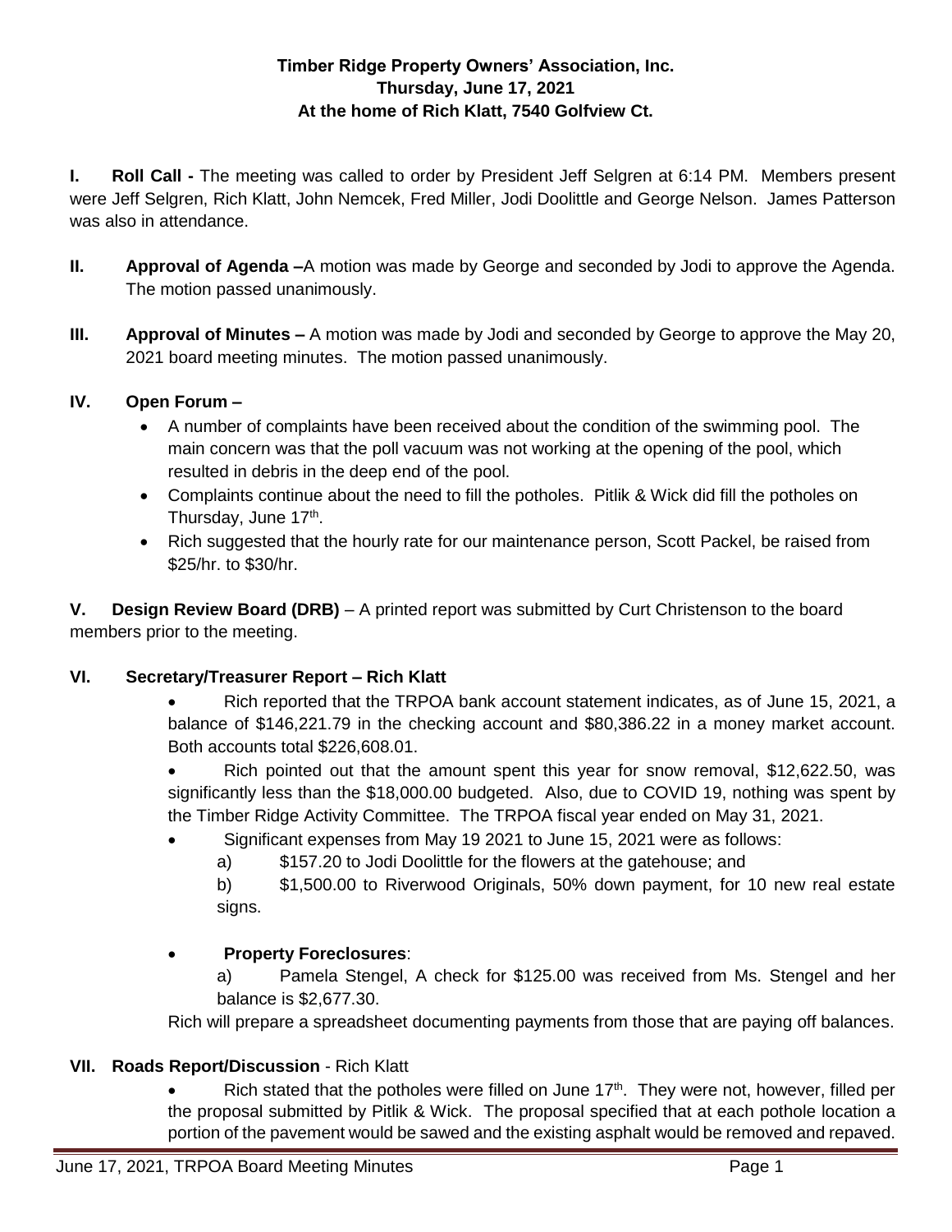**Timber Ridge Property Owners' Association, Inc.**
**Thursday, June 17, 2021**
**At the home of Rich Klatt, 7540 Golfview Ct.**

**I. Roll Call -** The meeting was called to order by President Jeff Selgren at 6:14 PM. Members present were Jeff Selgren, Rich Klatt, John Nemcek, Fred Miller, Jodi Doolittle and George Nelson. James Patterson was also in attendance.

**II. Approval of Agenda –**A motion was made by George and seconded by Jodi to approve the Agenda. The motion passed unanimously.

**III. Approval of Minutes –** A motion was made by Jodi and seconded by George to approve the May 20, 2021 board meeting minutes. The motion passed unanimously.

**IV. Open Forum –**

- A number of complaints have been received about the condition of the swimming pool. The main concern was that the poll vacuum was not working at the opening of the pool, which resulted in debris in the deep end of the pool.
- Complaints continue about the need to fill the potholes. Pitlik & Wick did fill the potholes on Thursday, June 17th.
- Rich suggested that the hourly rate for our maintenance person, Scott Packel, be raised from $25/hr. to $30/hr.

**V. Design Review Board (DRB)** – A printed report was submitted by Curt Christenson to the board members prior to the meeting.

**VI. Secretary/Treasurer Report – Rich Klatt**

- Rich reported that the TRPOA bank account statement indicates, as of June 15, 2021, a balance of $146,221.79 in the checking account and $80,386.22 in a money market account. Both accounts total $226,608.01.
- Rich pointed out that the amount spent this year for snow removal, $12,622.50, was significantly less than the $18,000.00 budgeted. Also, due to COVID 19, nothing was spent by the Timber Ridge Activity Committee. The TRPOA fiscal year ended on May 31, 2021.
- Significant expenses from May 19 2021 to June 15, 2021 were as follows:
  - a) $157.20 to Jodi Doolittle for the flowers at the gatehouse; and
  - b) $1,500.00 to Riverwood Originals, 50% down payment, for 10 new real estate signs.
- **Property Foreclosures**:
  - a) Pamela Stengel, A check for $125.00 was received from Ms. Stengel and her balance is $2,677.30.

Rich will prepare a spreadsheet documenting payments from those that are paying off balances.

**VII. Roads Report/Discussion** - Rich Klatt

- Rich stated that the potholes were filled on June 17th. They were not, however, filled per the proposal submitted by Pitlik & Wick. The proposal specified that at each pothole location a portion of the pavement would be sawed and the existing asphalt would be removed and repaved.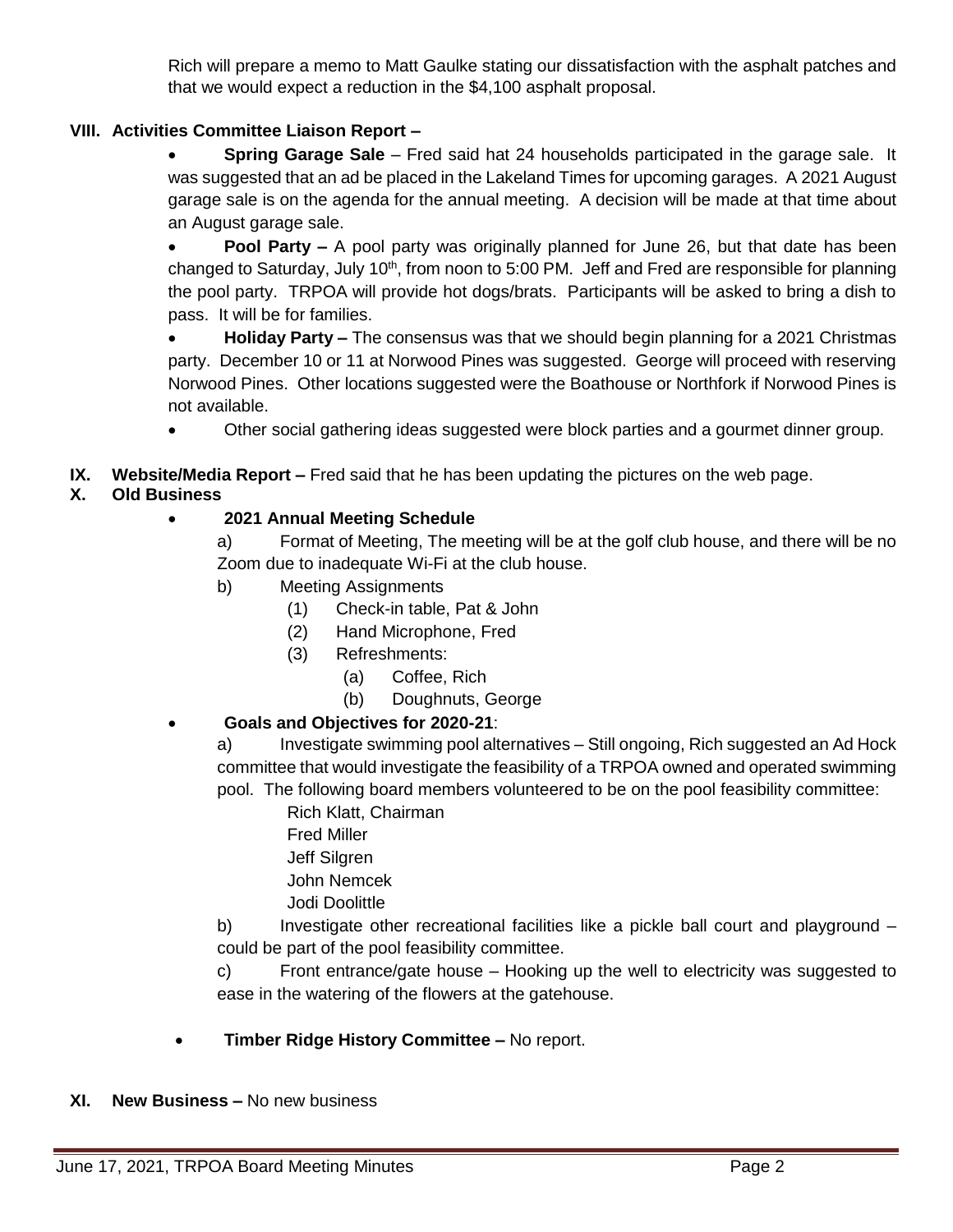Rich will prepare a memo to Matt Gaulke stating our dissatisfaction with the asphalt patches and that we would expect a reduction in the $4,100 asphalt proposal.

## VIII. Activities Committee Liaison Report –

- **Spring Garage Sale** – Fred said hat 24 households participated in the garage sale. It was suggested that an ad be placed in the Lakeland Times for upcoming garages. A 2021 August garage sale is on the agenda for the annual meeting. A decision will be made at that time about an August garage sale.
- **Pool Party –** A pool party was originally planned for June 26, but that date has been changed to Saturday, July 10th, from noon to 5:00 PM. Jeff and Fred are responsible for planning the pool party. TRPOA will provide hot dogs/brats. Participants will be asked to bring a dish to pass. It will be for families.
- **Holiday Party –** The consensus was that we should begin planning for a 2021 Christmas party. December 10 or 11 at Norwood Pines was suggested. George will proceed with reserving Norwood Pines. Other locations suggested were the Boathouse or Northfork if Norwood Pines is not available.
- Other social gathering ideas suggested were block parties and a gourmet dinner group.

## IX. Website/Media Report – Fred said that he has been updating the pictures on the web page.

## X. Old Business

- **2021 Annual Meeting Schedule**

  a) Format of Meeting, The meeting will be at the golf club house, and there will be no Zoom due to inadequate Wi-Fi at the club house.

  b) Meeting Assignments
    - (1) Check-in table, Pat & John
    - (2) Hand Microphone, Fred
    - (3) Refreshments:
      - (a) Coffee, Rich
      - (b) Doughnuts, George

- **Goals and Objectives for 2020-21**:

  a) Investigate swimming pool alternatives – Still ongoing, Rich suggested an Ad Hock committee that would investigate the feasibility of a TRPOA owned and operated swimming pool. The following board members volunteered to be on the pool feasibility committee:

  Rich Klatt, Chairman
  Fred Miller
  Jeff Silgren
  John Nemcek
  Jodi Doolittle

  b) Investigate other recreational facilities like a pickle ball court and playground – could be part of the pool feasibility committee.

  c) Front entrance/gate house – Hooking up the well to electricity was suggested to ease in the watering of the flowers at the gatehouse.

- **Timber Ridge History Committee –** No report.

## XI. New Business – No new business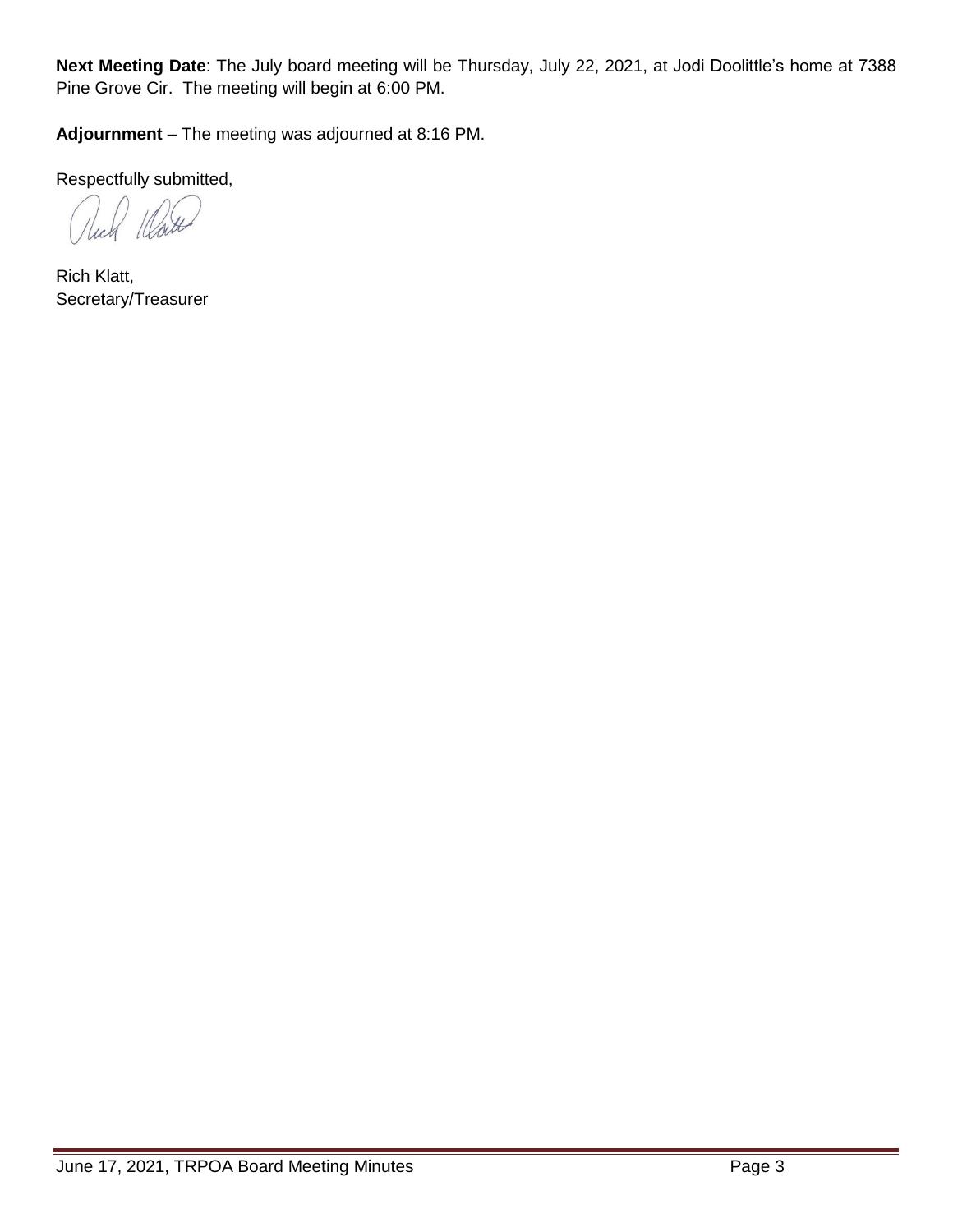**Next Meeting Date**: The July board meeting will be Thursday, July 22, 2021, at Jodi Doolittle's home at 7388 Pine Grove Cir. The meeting will begin at 6:00 PM.

**Adjournment** – The meeting was adjourned at 8:16 PM.

Respectfully submitted,

Rich Klatt,
Secretary/Treasurer